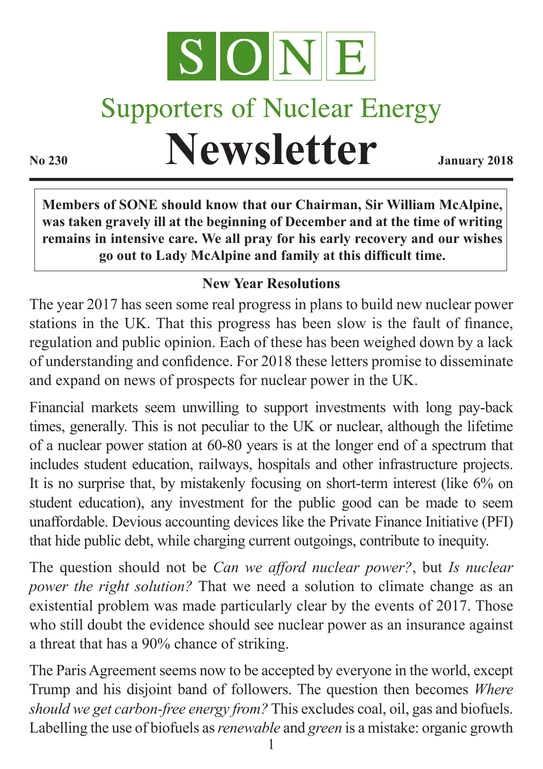# SONE

## Supporters of Nuclear Energy

# Newsletter

**No 230** **January 2018**

> **Members of SONE should know that our Chairman, Sir William McAlpine, was taken gravely ill at the beginning of December and at the time of writing remains in intensive care. We all pray for his early recovery and our wishes go out to Lady McAlpine and family at this difficult time.**

### New Year Resolutions

The year 2017 has seen some real progress in plans to build new nuclear power stations in the UK. That this progress has been slow is the fault of finance, regulation and public opinion. Each of these has been weighed down by a lack of understanding and confidence. For 2018 these letters promise to disseminate and expand on news of prospects for nuclear power in the UK.

Financial markets seem unwilling to support investments with long pay-back times, generally. This is not peculiar to the UK or nuclear, although the lifetime of a nuclear power station at 60-80 years is at the longer end of a spectrum that includes student education, railways, hospitals and other infrastructure projects. It is no surprise that, by mistakenly focusing on short-term interest (like 6% on student education), any investment for the public good can be made to seem unaffordable. Devious accounting devices like the Private Finance Initiative (PFI) that hide public debt, while charging current outgoings, contribute to inequity.

The question should not be *Can we afford nuclear power?*, but *Is nuclear power the right solution?* That we need a solution to climate change as an existential problem was made particularly clear by the events of 2017. Those who still doubt the evidence should see nuclear power as an insurance against a threat that has a 90% chance of striking.

The Paris Agreement seems now to be accepted by everyone in the world, except Trump and his disjoint band of followers. The question then becomes *Where should we get carbon-free energy from?* This excludes coal, oil, gas and biofuels. Labelling the use of biofuels as *renewable* and *green* is a mistake: organic growth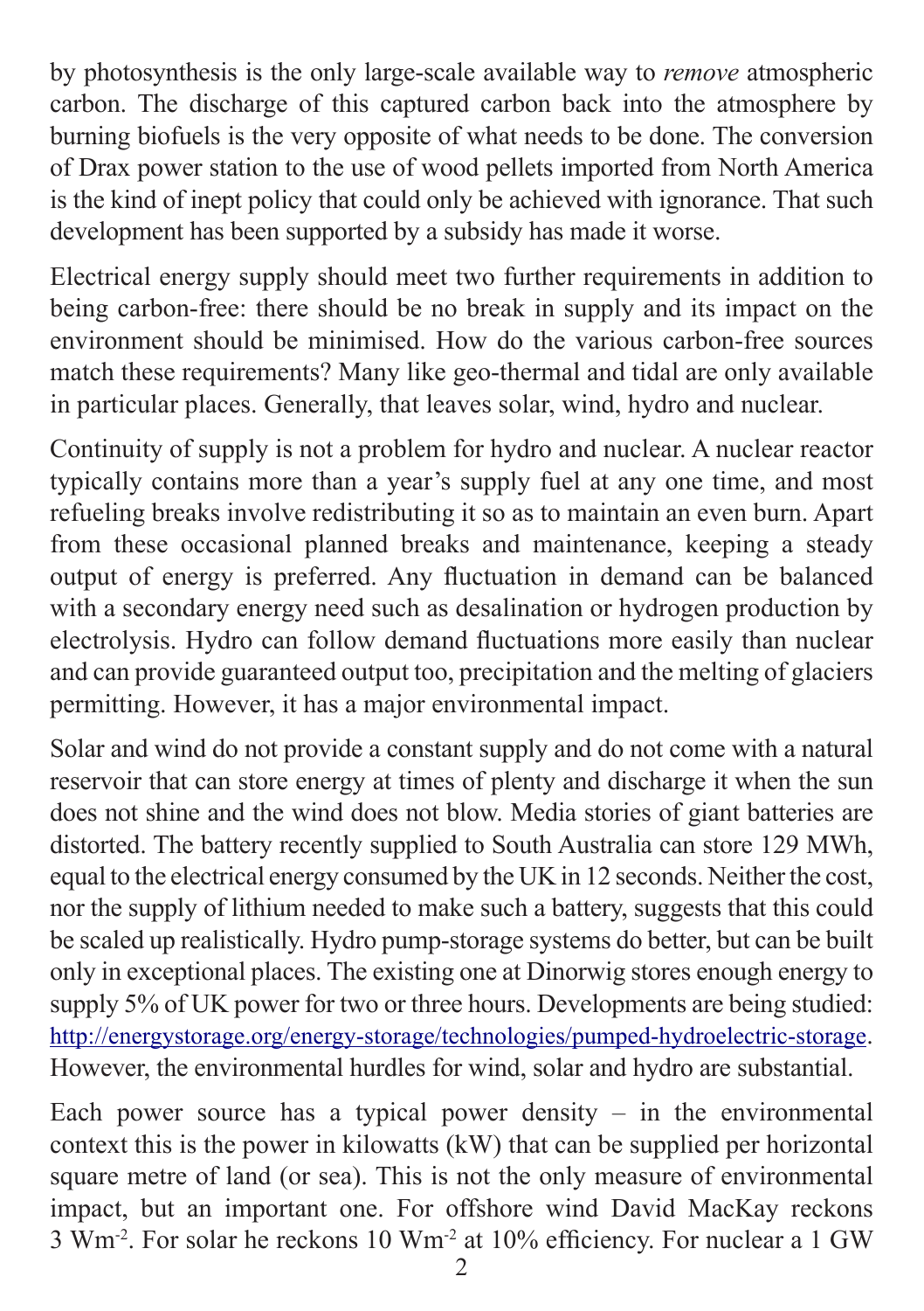by photosynthesis is the only large-scale available way to *remove* atmospheric carbon. The discharge of this captured carbon back into the atmosphere by burning biofuels is the very opposite of what needs to be done. The conversion of Drax power station to the use of wood pellets imported from North America is the kind of inept policy that could only be achieved with ignorance. That such development has been supported by a subsidy has made it worse.

Electrical energy supply should meet two further requirements in addition to being carbon-free: there should be no break in supply and its impact on the environment should be minimised. How do the various carbon-free sources match these requirements? Many like geo-thermal and tidal are only available in particular places. Generally, that leaves solar, wind, hydro and nuclear.

Continuity of supply is not a problem for hydro and nuclear. A nuclear reactor typically contains more than a year's supply fuel at any one time, and most refueling breaks involve redistributing it so as to maintain an even burn. Apart from these occasional planned breaks and maintenance, keeping a steady output of energy is preferred. Any fluctuation in demand can be balanced with a secondary energy need such as desalination or hydrogen production by electrolysis. Hydro can follow demand fluctuations more easily than nuclear and can provide guaranteed output too, precipitation and the melting of glaciers permitting. However, it has a major environmental impact.

Solar and wind do not provide a constant supply and do not come with a natural reservoir that can store energy at times of plenty and discharge it when the sun does not shine and the wind does not blow. Media stories of giant batteries are distorted. The battery recently supplied to South Australia can store 129 MWh, equal to the electrical energy consumed by the UK in 12 seconds. Neither the cost, nor the supply of lithium needed to make such a battery, suggests that this could be scaled up realistically. Hydro pump-storage systems do better, but can be built only in exceptional places. The existing one at Dinorwig stores enough energy to supply 5% of UK power for two or three hours. Developments are being studied: http://energystorage.org/energy-storage/technologies/pumped-hydroelectric-storage. However, the environmental hurdles for wind, solar and hydro are substantial.

Each power source has a typical power density – in the environmental context this is the power in kilowatts (kW) that can be supplied per horizontal square metre of land (or sea). This is not the only measure of environmental impact, but an important one. For offshore wind David MacKay reckons 3 $Wm^{-2}$. For solar he reckons 10 $Wm^{-2}$ at 10% efficiency. For nuclear a 1 GW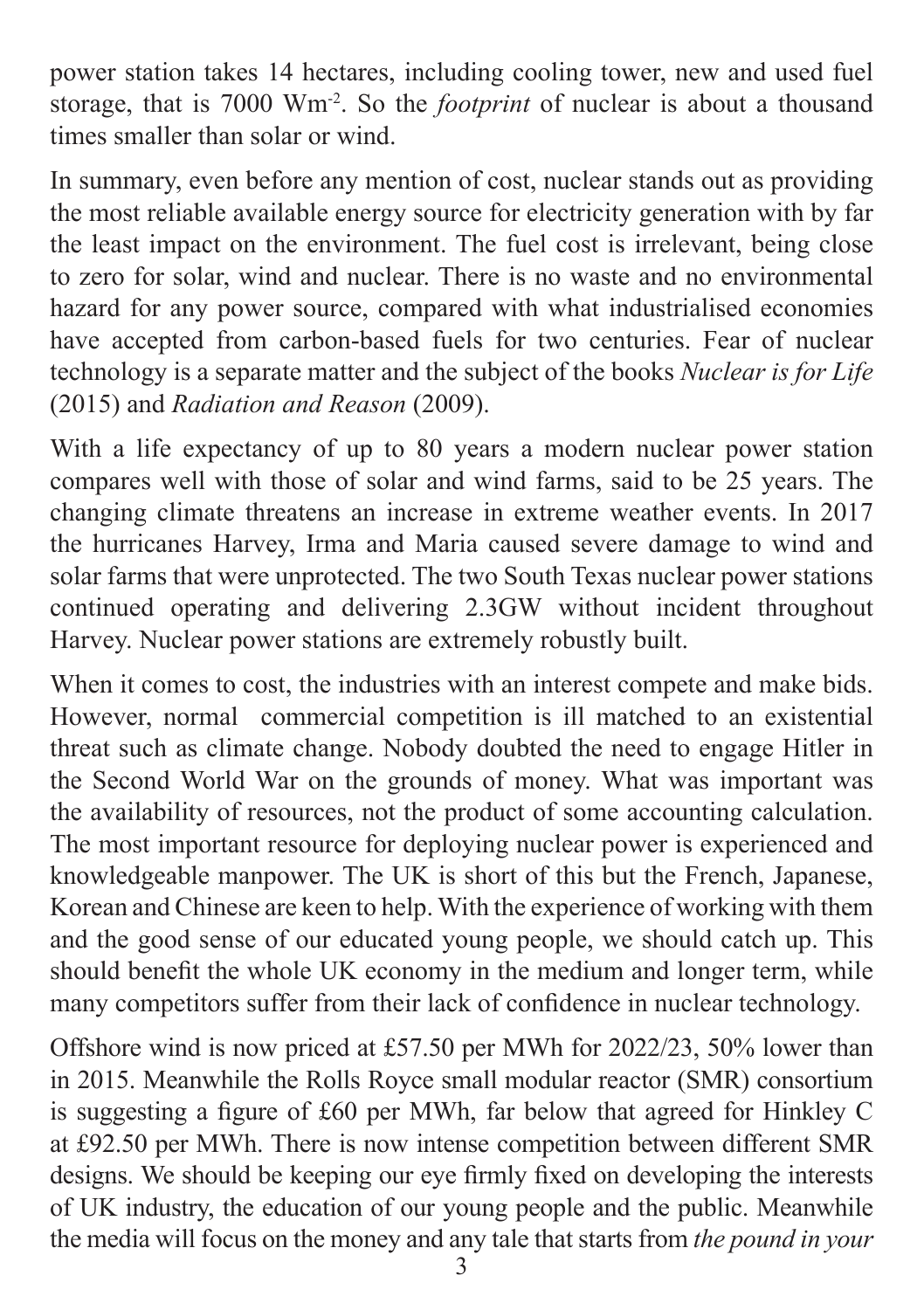power station takes 14 hectares, including cooling tower, new and used fuel storage, that is 7000 $Wm^{-2}$. So the *footprint* of nuclear is about a thousand times smaller than solar or wind.

In summary, even before any mention of cost, nuclear stands out as providing the most reliable available energy source for electricity generation with by far the least impact on the environment. The fuel cost is irrelevant, being close to zero for solar, wind and nuclear. There is no waste and no environmental hazard for any power source, compared with what industrialised economies have accepted from carbon-based fuels for two centuries. Fear of nuclear technology is a separate matter and the subject of the books *Nuclear is for Life* (2015) and *Radiation and Reason* (2009).

With a life expectancy of up to 80 years a modern nuclear power station compares well with those of solar and wind farms, said to be 25 years. The changing climate threatens an increase in extreme weather events. In 2017 the hurricanes Harvey, Irma and Maria caused severe damage to wind and solar farms that were unprotected. The two South Texas nuclear power stations continued operating and delivering 2.3GW without incident throughout Harvey. Nuclear power stations are extremely robustly built.

When it comes to cost, the industries with an interest compete and make bids. However, normal commercial competition is ill matched to an existential threat such as climate change. Nobody doubted the need to engage Hitler in the Second World War on the grounds of money. What was important was the availability of resources, not the product of some accounting calculation. The most important resource for deploying nuclear power is experienced and knowledgeable manpower. The UK is short of this but the French, Japanese, Korean and Chinese are keen to help. With the experience of working with them and the good sense of our educated young people, we should catch up. This should benefit the whole UK economy in the medium and longer term, while many competitors suffer from their lack of confidence in nuclear technology.

Offshore wind is now priced at £57.50 per MWh for 2022/23, 50% lower than in 2015. Meanwhile the Rolls Royce small modular reactor (SMR) consortium is suggesting a figure of £60 per MWh, far below that agreed for Hinkley C at £92.50 per MWh. There is now intense competition between different SMR designs. We should be keeping our eye firmly fixed on developing the interests of UK industry, the education of our young people and the public. Meanwhile the media will focus on the money and any tale that starts from *the pound in your*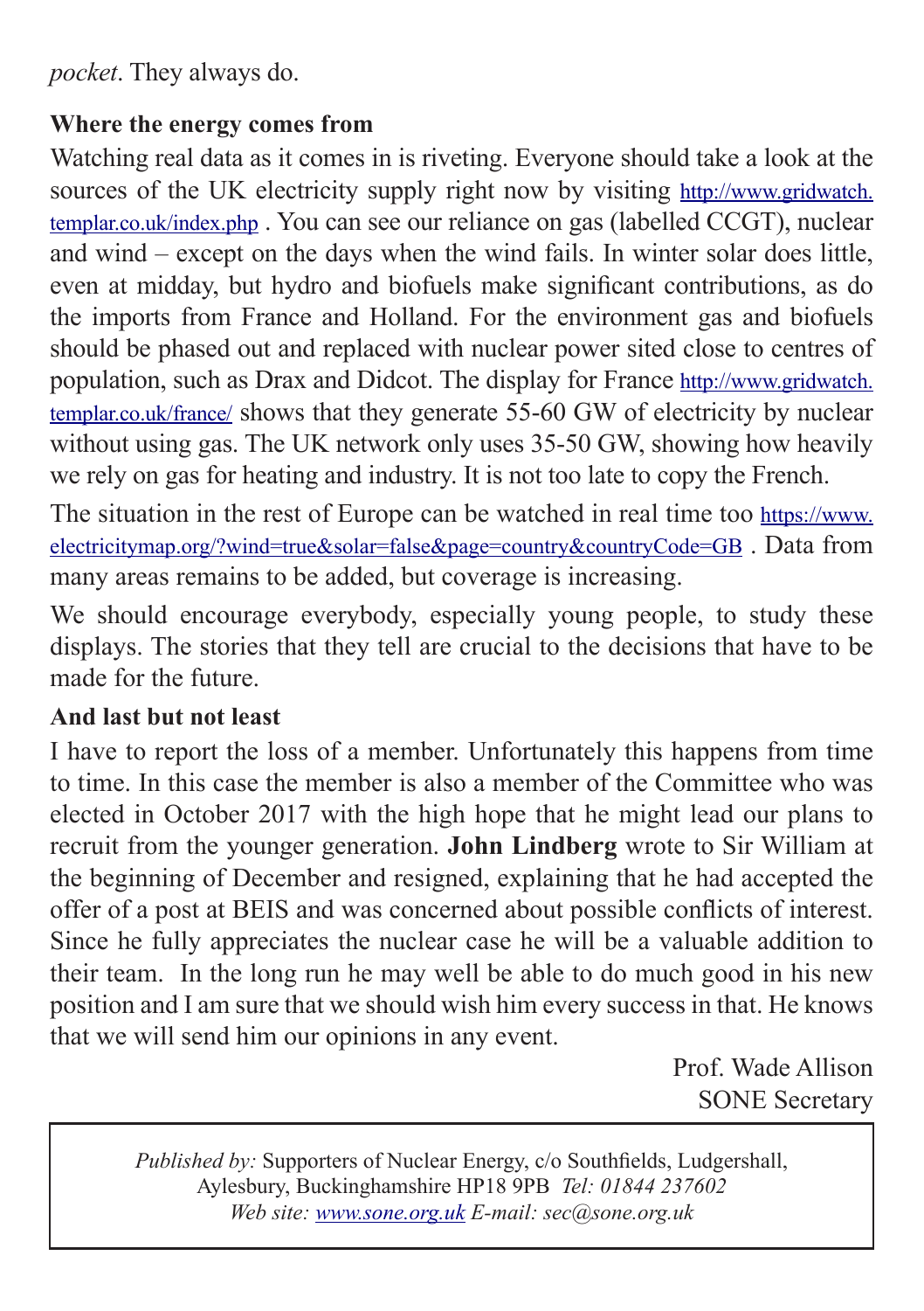*pocket*. They always do.

**Where the energy comes from**

Watching real data as it comes in is riveting. Everyone should take a look at the sources of the UK electricity supply right now by visiting [http://www.gridwatch.templar.co.uk/index.php](http://www.gridwatch.templar.co.uk/index.php) . You can see our reliance on gas (labelled CCGT), nuclear and wind – except on the days when the wind fails. In winter solar does little, even at midday, but hydro and biofuels make significant contributions, as do the imports from France and Holland. For the environment gas and biofuels should be phased out and replaced with nuclear power sited close to centres of population, such as Drax and Didcot. The display for France [http://www.gridwatch.templar.co.uk/france/](http://www.gridwatch.templar.co.uk/france/) shows that they generate 55-60 GW of electricity by nuclear without using gas. The UK network only uses 35-50 GW, showing how heavily we rely on gas for heating and industry. It is not too late to copy the French.

The situation in the rest of Europe can be watched in real time too [https://www.electricitymap.org/?wind=true&solar=false&page=country&countryCode=GB](https://www.electricitymap.org/?wind=true&solar=false&page=country&countryCode=GB) . Data from many areas remains to be added, but coverage is increasing.

We should encourage everybody, especially young people, to study these displays. The stories that they tell are crucial to the decisions that have to be made for the future.

**And last but not least**

I have to report the loss of a member. Unfortunately this happens from time to time. In this case the member is also a member of the Committee who was elected in October 2017 with the high hope that he might lead our plans to recruit from the younger generation. **John Lindberg** wrote to Sir William at the beginning of December and resigned, explaining that he had accepted the offer of a post at BEIS and was concerned about possible conflicts of interest. Since he fully appreciates the nuclear case he will be a valuable addition to their team. In the long run he may well be able to do much good in his new position and I am sure that we should wish him every success in that. He knows that we will send him our opinions in any event.

Prof. Wade Allison
SONE Secretary

*Published by:* Supporters of Nuclear Energy, c/o Southfields, Ludgershall, Aylesbury, Buckinghamshire HP18 9PB *Tel: 01844 237602*
*Web site:* [www.sone.org.uk](http://www.sone.org.uk) *E-mail: sec@sone.org.uk*